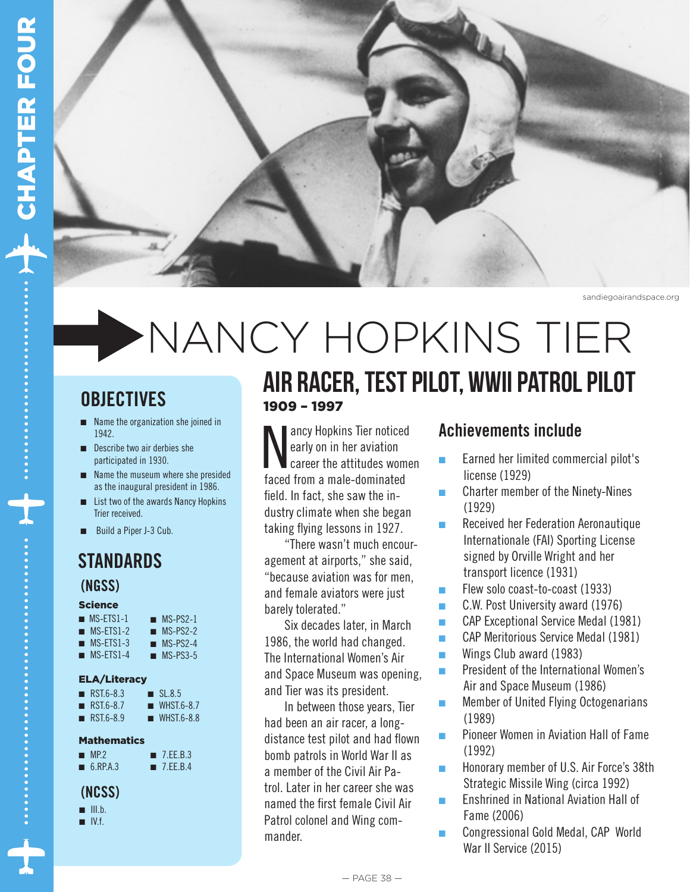sandiegoairandspace.org

# NANCY HOPKINS TIER

## AIR RACER, TEST PILOT, WWII PATROL PILOT

**1909 – 1997**

## OBJECTIVES

- Name the organization she joined in 1942.
- Describe two air derbies she participated in 1930.
- Name the museum where she presided as the inaugural president in 1986.
- List two of the awards Nancy Hopkins Trier received.
- Build a Piper J-3 Cub.

## STANDARDS

### (NGSS)

**Science**

- MS-ETS1-1
- MS-ETS1-2
- MS-ETS1-3
- MS-ETS1-4
- MS-PS2-1
- MS-PS2-2
- MS-PS2-4
- MS-PS3-5

**ELA/Literacy**

- RST.6-8.3
- RST.6-8.7
- RST.6-8.9
- SL.8.5
- WHST.6-8.7
- WHST.6-8.8

**Mathematics**

- MP.2
- 6.RP.A.3
- 7.EE.B.3
- 7.EE.B.4

### (NCSS)

- III.b.
- IV.f.

Nancy Hopkins Tier noticed early on in her aviation career the attitudes women faced from a male-dominated field. In fact, she saw the industry climate when she began taking flying lessons in 1927.

"There wasn't much encouragement at airports," she said, "because aviation was for men, and female aviators were just barely tolerated."

Six decades later, in March 1986, the world had changed. The International Women's Air and Space Museum was opening, and Tier was its president.

In between those years, Tier had been an air racer, a long-distance test pilot and had flown bomb patrols in World War II as a member of the Civil Air Patrol. Later in her career she was named the first female Civil Air Patrol colonel and Wing commander.

## Achievements include

- Earned her limited commercial pilot's license (1929)
- Charter member of the Ninety-Nines (1929)
- Received her Federation Aeronautique Internationale (FAI) Sporting License signed by Orville Wright and her transport licence (1931)
- Flew solo coast-to-coast (1933)
- C.W. Post University award (1976)
- CAP Exceptional Service Medal (1981)
- CAP Meritorious Service Medal (1981)
- Wings Club award (1983)
- President of the International Women's Air and Space Museum (1986)
- Member of United Flying Octogenarians (1989)
- Pioneer Women in Aviation Hall of Fame (1992)
- Honorary member of U.S. Air Force's 38th Strategic Missile Wing (circa 1992)
- Enshrined in National Aviation Hall of Fame (2006)
- Congressional Gold Medal, CAP World War II Service (2015)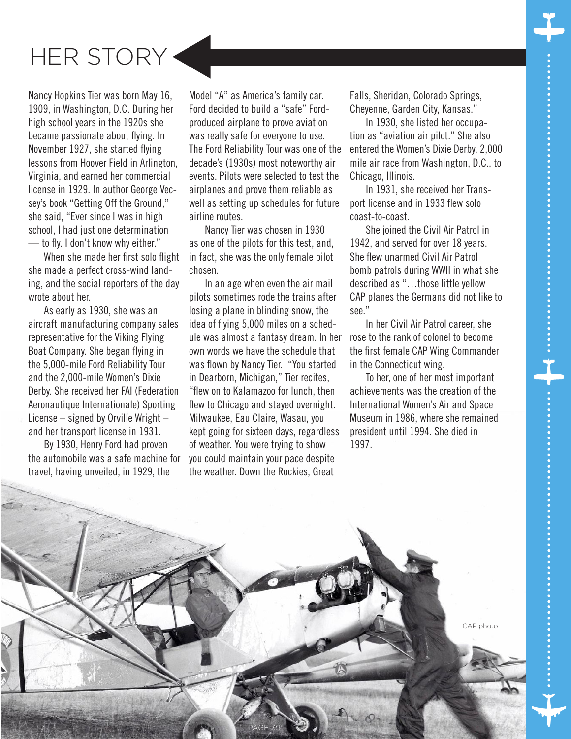# HER STORY

Nancy Hopkins Tier was born May 16, 1909, in Washington, D.C. During her high school years in the 1920s she became passionate about flying. In November 1927, she started flying lessons from Hoover Field in Arlington, Virginia, and earned her commercial license in 1929. In author George Vecsey's book "Getting Off the Ground," she said, "Ever since I was in high school, I had just one determination — to fly. I don't know why either."

When she made her first solo flight she made a perfect cross-wind landing, and the social reporters of the day wrote about her.

As early as 1930, she was an aircraft manufacturing company sales representative for the Viking Flying Boat Company. She began flying in the 5,000-mile Ford Reliability Tour and the 2,000-mile Women's Dixie Derby. She received her FAI (Federation Aeronautique Internationale) Sporting License – signed by Orville Wright – and her transport license in 1931.

By 1930, Henry Ford had proven the automobile was a safe machine for travel, having unveiled, in 1929, the Model "A" as America's family car. Ford decided to build a "safe" Ford-produced airplane to prove aviation was really safe for everyone to use. The Ford Reliability Tour was one of the decade's (1930s) most noteworthy air events. Pilots were selected to test the airplanes and prove them reliable as well as setting up schedules for future airline routes.

Nancy Tier was chosen in 1930 as one of the pilots for this test, and, in fact, she was the only female pilot chosen.

In an age when even the air mail pilots sometimes rode the trains after losing a plane in blinding snow, the idea of flying 5,000 miles on a schedule was almost a fantasy dream. In her own words we have the schedule that was flown by Nancy Tier. "You started in Dearborn, Michigan," Tier recites, "flew on to Kalamazoo for lunch, then flew to Chicago and stayed overnight. Milwaukee, Eau Claire, Wasau, you kept going for sixteen days, regardless of weather. You were trying to show you could maintain your pace despite the weather. Down the Rockies, Great Falls, Sheridan, Colorado Springs, Cheyenne, Garden City, Kansas."

In 1930, she listed her occupation as "aviation air pilot." She also entered the Women's Dixie Derby, 2,000 mile air race from Washington, D.C., to Chicago, Illinois.

In 1931, she received her Transport license and in 1933 flew solo coast-to-coast.

She joined the Civil Air Patrol in 1942, and served for over 18 years. She flew unarmed Civil Air Patrol bomb patrols during WWII in what she described as "…those little yellow CAP planes the Germans did not like to see."

In her Civil Air Patrol career, she rose to the rank of colonel to become the first female CAP Wing Commander in the Connecticut wing.

To her, one of her most important achievements was the creation of the International Women's Air and Space Museum in 1986, where she remained president until 1994. She died in 1997.

CAP photo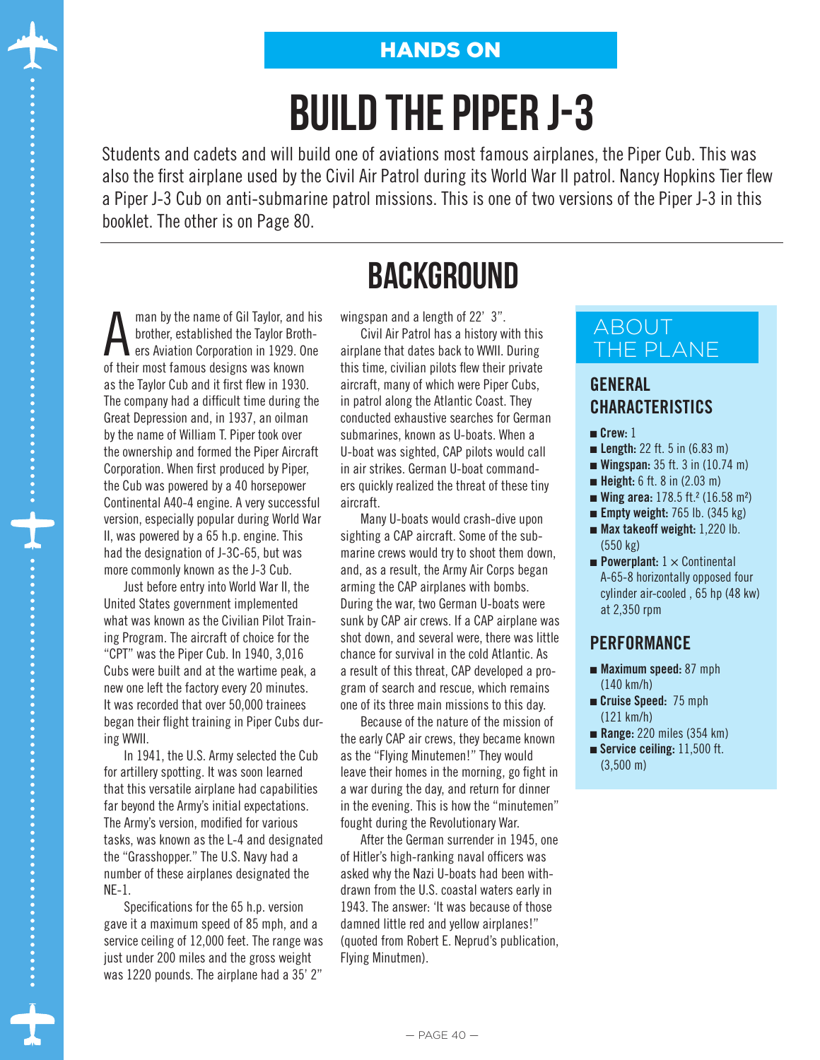## HANDS ON

# BUILD THE PIPER J-3

Students and cadets and will build one of aviations most famous airplanes, the Piper Cub. This was also the first airplane used by the Civil Air Patrol during its World War II patrol. Nancy Hopkins Tier flew a Piper J-3 Cub on anti-submarine patrol missions. This is one of two versions of the Piper J-3 in this booklet. The other is on Page 80.

## BACKGROUND

A man by the name of Gil Taylor, and his brother, established the Taylor Brothers Aviation Corporation in 1929. One of their most famous designs was known as the Taylor Cub and it first flew in 1930. The company had a difficult time during the Great Depression and, in 1937, an oilman by the name of William T. Piper took over the ownership and formed the Piper Aircraft Corporation. When first produced by Piper, the Cub was powered by a 40 horsepower Continental A40-4 engine. A very successful version, especially popular during World War II, was powered by a 65 h.p. engine. This had the designation of J-3C-65, but was more commonly known as the J-3 Cub.

Just before entry into World War II, the United States government implemented what was known as the Civilian Pilot Training Program. The aircraft of choice for the "CPT" was the Piper Cub. In 1940, 3,016 Cubs were built and at the wartime peak, a new one left the factory every 20 minutes. It was recorded that over 50,000 trainees began their flight training in Piper Cubs during WWII.

In 1941, the U.S. Army selected the Cub for artillery spotting. It was soon learned that this versatile airplane had capabilities far beyond the Army's initial expectations. The Army's version, modified for various tasks, was known as the L-4 and designated the "Grasshopper." The U.S. Navy had a number of these airplanes designated the NE-1.

Specifications for the 65 h.p. version gave it a maximum speed of 85 mph, and a service ceiling of 12,000 feet. The range was just under 200 miles and the gross weight was 1220 pounds. The airplane had a 35' 2" wingspan and a length of 22' 3".

Civil Air Patrol has a history with this airplane that dates back to WWII. During this time, civilian pilots flew their private aircraft, many of which were Piper Cubs, in patrol along the Atlantic Coast. They conducted exhaustive searches for German submarines, known as U-boats. When a U-boat was sighted, CAP pilots would call in air strikes. German U-boat commanders quickly realized the threat of these tiny aircraft.

Many U-boats would crash-dive upon sighting a CAP aircraft. Some of the submarine crews would try to shoot them down, and, as a result, the Army Air Corps began arming the CAP airplanes with bombs. During the war, two German U-boats were sunk by CAP air crews. If a CAP airplane was shot down, and several were, there was little chance for survival in the cold Atlantic. As a result of this threat, CAP developed a program of search and rescue, which remains one of its three main missions to this day.

Because of the nature of the mission of the early CAP air crews, they became known as the "Flying Minutemen!" They would leave their homes in the morning, go fight in a war during the day, and return for dinner in the evening. This is how the "minutemen" fought during the Revolutionary War.

After the German surrender in 1945, one of Hitler's high-ranking naval officers was asked why the Nazi U-boats had been withdrawn from the U.S. coastal waters early in 1943. The answer: 'It was because of those damned little red and yellow airplanes!" (quoted from Robert E. Neprud's publication, Flying Minutmen).

### ABOUT THE PLANE

#### GENERAL CHARACTERISTICS

- **Crew:** 1
- **Length:** 22 ft. 5 in (6.83 m)
- **Wingspan:** 35 ft. 3 in (10.74 m)
- **Height:** 6 ft. 8 in (2.03 m)
- **Wing area:** 178.5 ft.$^2$ (16.58 m$^2$)
- **Empty weight:** 765 lb. (345 kg)
- **Max takeoff weight:** 1,220 lb. (550 kg)
- **Powerplant:** 1 × Continental A-65-8 horizontally opposed four cylinder air-cooled , 65 hp (48 kw) at 2,350 rpm

#### PERFORMANCE

- **Maximum speed:** 87 mph (140 km/h)
- **Cruise Speed:** 75 mph (121 km/h)
- **Range:** 220 miles (354 km)
- **Service ceiling:** 11,500 ft. (3,500 m)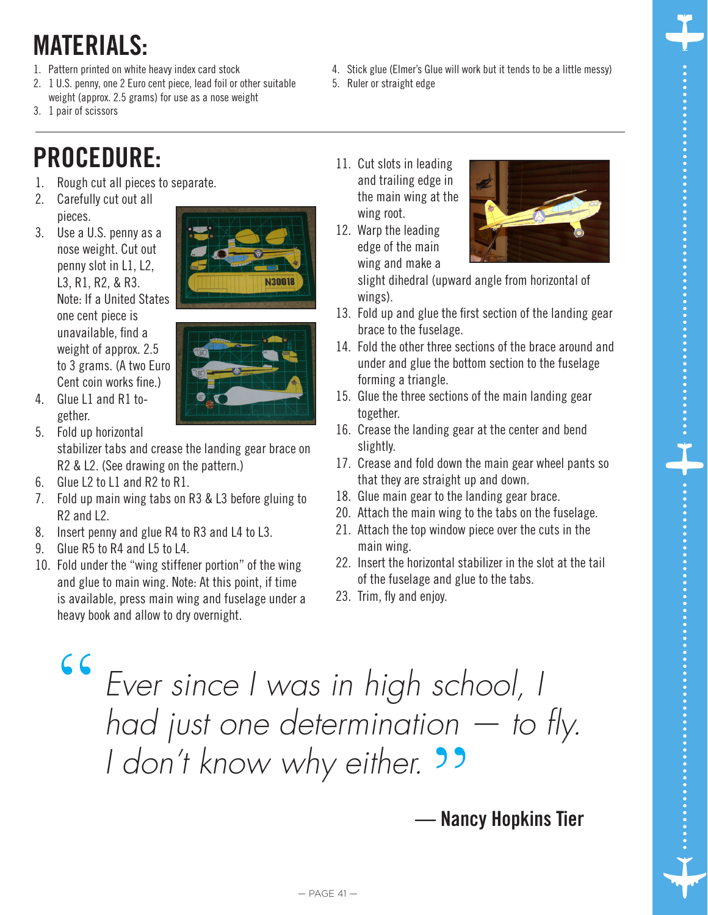# MATERIALS:

1. Pattern printed on white heavy index card stock
2. 1 U.S. penny, one 2 Euro cent piece, lead foil or other suitable weight (approx. 2.5 grams) for use as a nose weight
3. 1 pair of scissors
4. Stick glue (Elmer's Glue will work but it tends to be a little messy)
5. Ruler or straight edge

# PROCEDURE:

1. Rough cut all pieces to separate.
2. Carefully cut out all pieces.
3. Use a U.S. penny as a nose weight. Cut out penny slot in L1, L2, L3, R1, R2, & R3. Note: If a United States one cent piece is unavailable, find a weight of approx. 2.5 to 3 grams. (A two Euro Cent coin works fine.)
4. Glue L1 and R1 together.
5. Fold up horizontal stabilizer tabs and crease the landing gear brace on R2 & L2. (See drawing on the pattern.)
6. Glue L2 to L1 and R2 to R1.
7. Fold up main wing tabs on R3 & L3 before gluing to R2 and L2.
8. Insert penny and glue R4 to R3 and L4 to L3.
9. Glue R5 to R4 and L5 to L4.
10. Fold under the "wing stiffener portion" of the wing and glue to main wing. Note: At this point, if time is available, press main wing and fuselage under a heavy book and allow to dry overnight.
11. Cut slots in leading and trailing edge in the main wing at the wing root.
12. Warp the leading edge of the main wing and make a slight dihedral (upward angle from horizontal of wings).
13. Fold up and glue the first section of the landing gear brace to the fuselage.
14. Fold the other three sections of the brace around and under and glue the bottom section to the fuselage forming a triangle.
15. Glue the three sections of the main landing gear together.
16. Crease the landing gear at the center and bend slightly.
17. Crease and fold down the main gear wheel pants so that they are straight up and down.
18. Glue main gear to the landing gear brace.
20. Attach the main wing to the tabs on the fuselage.
21. Attach the top window piece over the cuts in the main wing.
22. Insert the horizontal stabilizer in the slot at the tail of the fuselage and glue to the tabs.
23. Trim, fly and enjoy.

> *"Ever since I was in high school, I had just one determination — to fly. I don't know why either."*
>
> **— Nancy Hopkins Tier**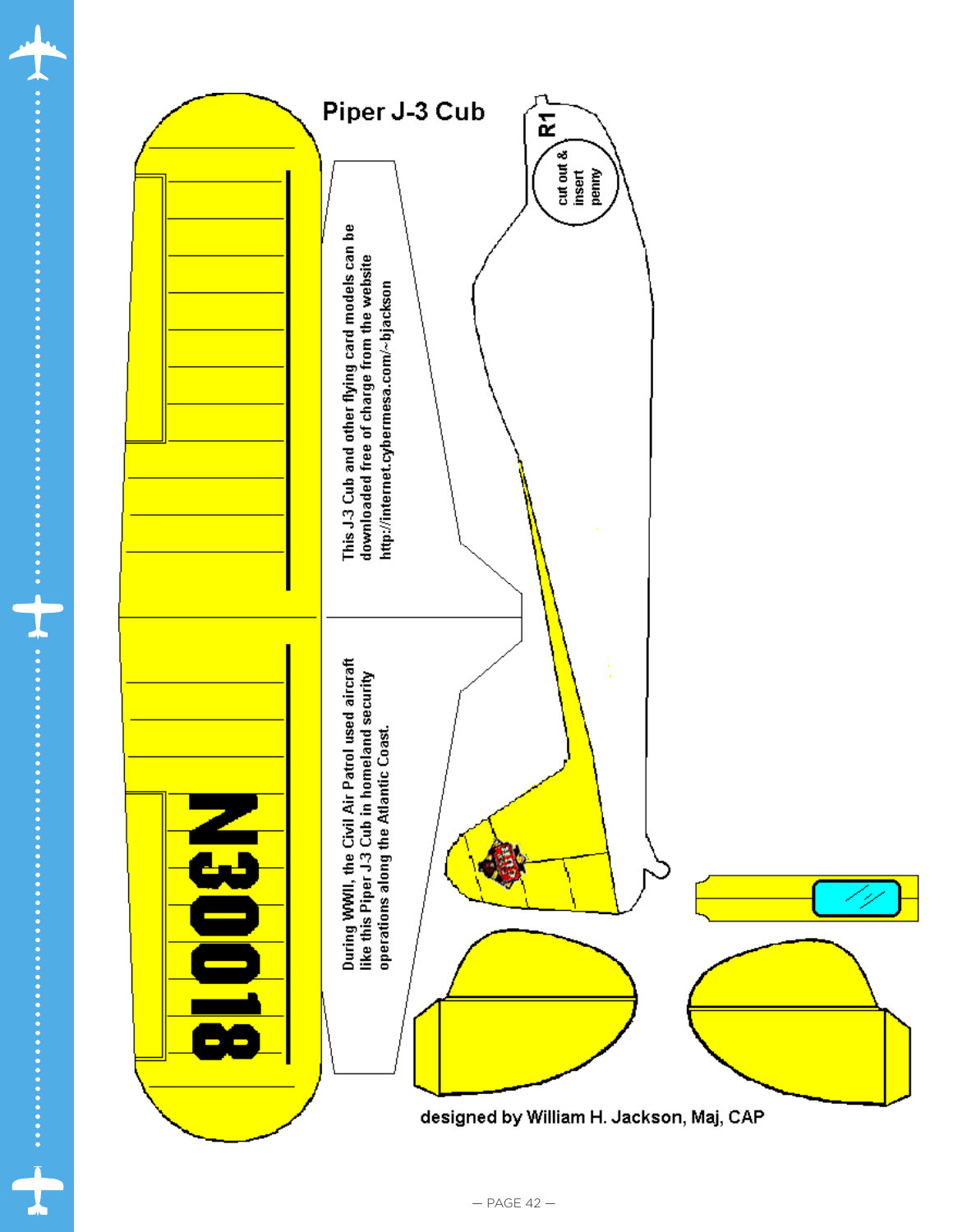# Piper J-3 Cub

This J-3 Cub and other flying card models can be downloaded free of charge from the website http://internet.cybermesa.com/~bjackson

During WWII, the Civil Air Patrol used aircraft like this Piper J-3 Cub in homeland security operations along the Atlantic Coast.

R1

cut out & insert penny

N30018

designed by William H. Jackson, Maj, CAP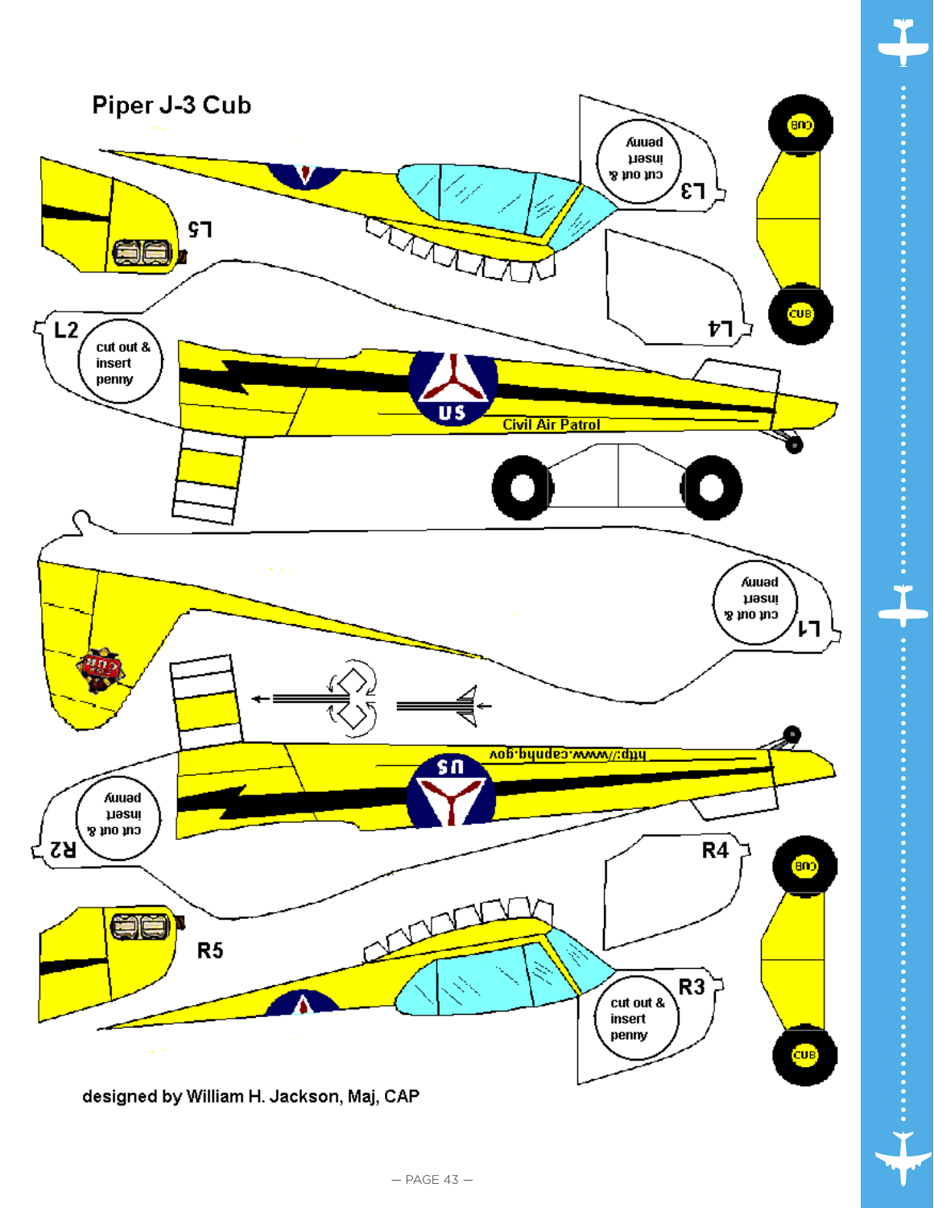# Piper J-3 Cub

L5

L3

cut out & insert penny

CUB

L2

cut out & insert penny

US

Civil Air Patrol

L4

L1

cut out & insert penny

http://www.capnhq.gov

US

R2

cut out & insert penny

R4

R5

R3

cut out & insert penny

CUB

designed by William H. Jackson, Maj, CAP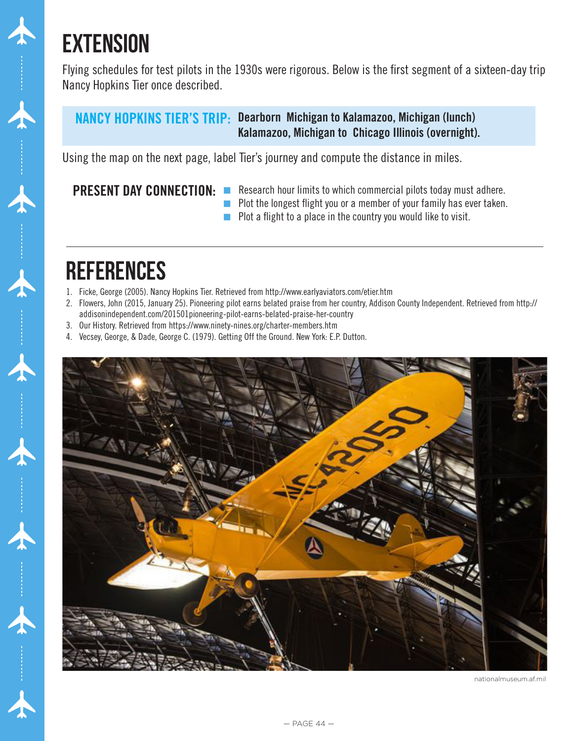# EXTENSION

Flying schedules for test pilots in the 1930s were rigorous. Below is the first segment of a sixteen-day trip Nancy Hopkins Tier once described.

**NANCY HOPKINS TIER'S TRIP:** **Dearborn Michigan to Kalamazoo, Michigan (lunch)**
**Kalamazoo, Michigan to Chicago Illinois (overnight).**

Using the map on the next page, label Tier's journey and compute the distance in miles.

**PRESENT DAY CONNECTION:**

- Research hour limits to which commercial pilots today must adhere.
- Plot the longest flight you or a member of your family has ever taken.
- Plot a flight to a place in the country you would like to visit.

---

# REFERENCES

1. Ficke, George (2005). Nancy Hopkins Tier. Retrieved from http://www.earlyaviators.com/etier.htm
2. Flowers, John (2015, January 25). Pioneering pilot earns belated praise from her country, Addison County Independent. Retrieved from http://addisonindependent.com/201501pioneering-pilot-earns-belated-praise-her-country
3. Our History. Retrieved from https://www.ninety-nines.org/charter-members.htm
4. Vecsey, George, & Dade, George C. (1979). Getting Off the Ground. New York: E.P. Dutton.

nationalmuseum.af.mil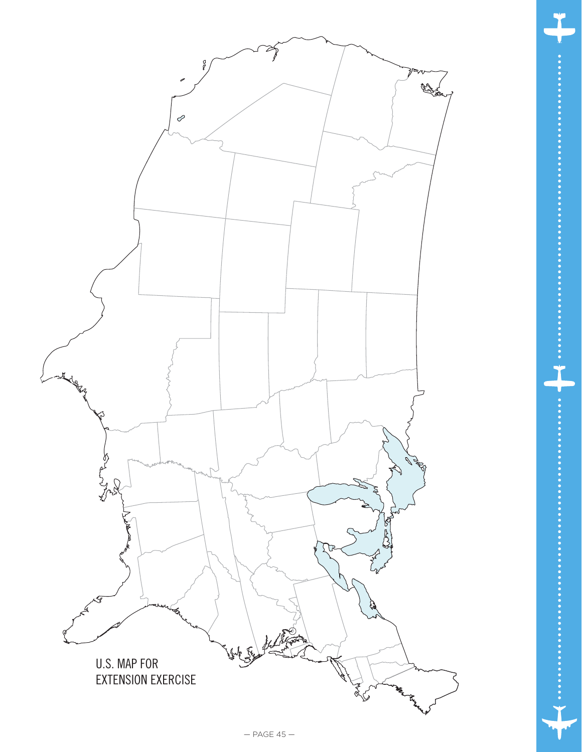U.S. MAP FOR
EXTENSION EXERCISE